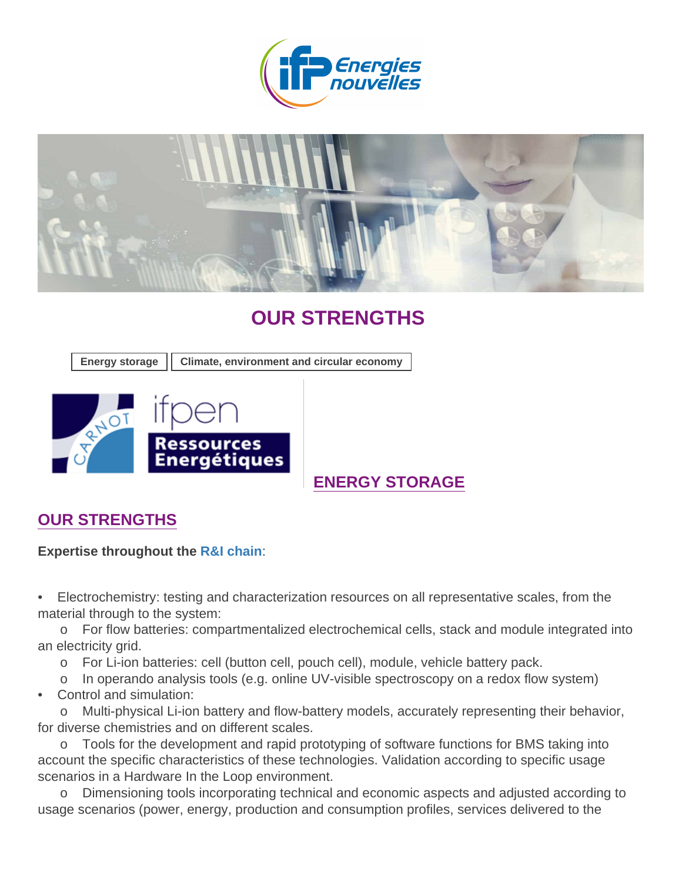# OUR STRENGTHS

Energy storage | Climate, environment and circular economy

## ENERGY STORAGE

## OUR STRENGTHS

**Expertise throughout the R&I chain**:

- Electrochemistry: testing and characterization resources on all representative scales, from the material through to the system:
  - For flow batteries: compartmentalized electrochemical cells, stack and module integrated into an electricity grid.
  - For Li-ion batteries: cell (button cell, pouch cell), module, vehicle battery pack.
  - In operando analysis tools (e.g. online UV-visible spectroscopy on a redox flow system)
- Control and simulation:
  - Multi-physical Li-ion battery and flow-battery models, accurately representing their behavior, for diverse chemistries and on different scales.
  - Tools for the development and rapid prototyping of software functions for BMS taking into account the specific characteristics of these technologies. Validation according to specific usage scenarios in a Hardware In the Loop environment.
  - Dimensioning tools incorporating technical and economic aspects and adjusted according to usage scenarios (power, energy, production and consumption profiles, services delivered to the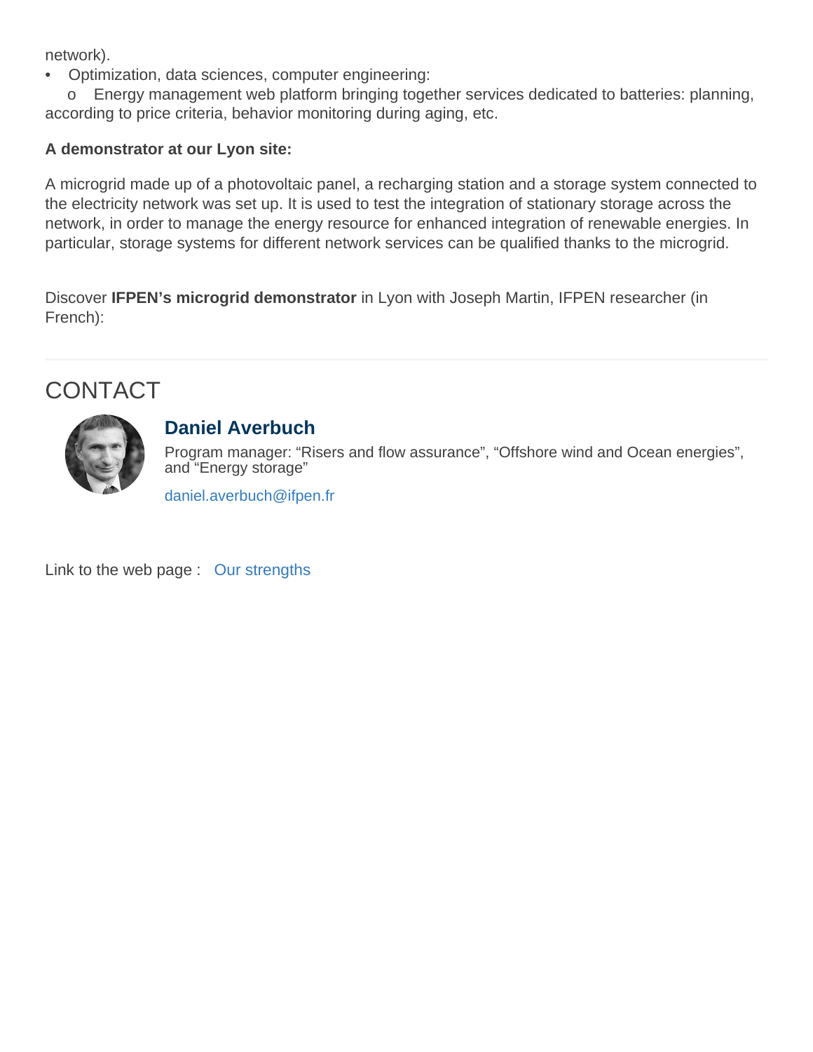network).

- Optimization, data sciences, computer engineering:
  - Energy management web platform bringing together services dedicated to batteries: planning, according to price criteria, behavior monitoring during aging, etc.

**A demonstrator at our Lyon site:**

A microgrid made up of a photovoltaic panel, a recharging station and a storage system connected to the electricity network was set up. It is used to test the integration of stationary storage across the network, in order to manage the energy resource for enhanced integration of renewable energies. In particular, storage systems for different network services can be qualified thanks to the microgrid.

Discover **IFPEN's microgrid demonstrator** in Lyon with Joseph Martin, IFPEN researcher (in French):

---

## CONTACT

### Daniel Averbuch

Program manager: "Risers and flow assurance", "Offshore wind and Ocean energies", and "Energy storage"

daniel.averbuch@ifpen.fr

Link to the web page : Our strengths